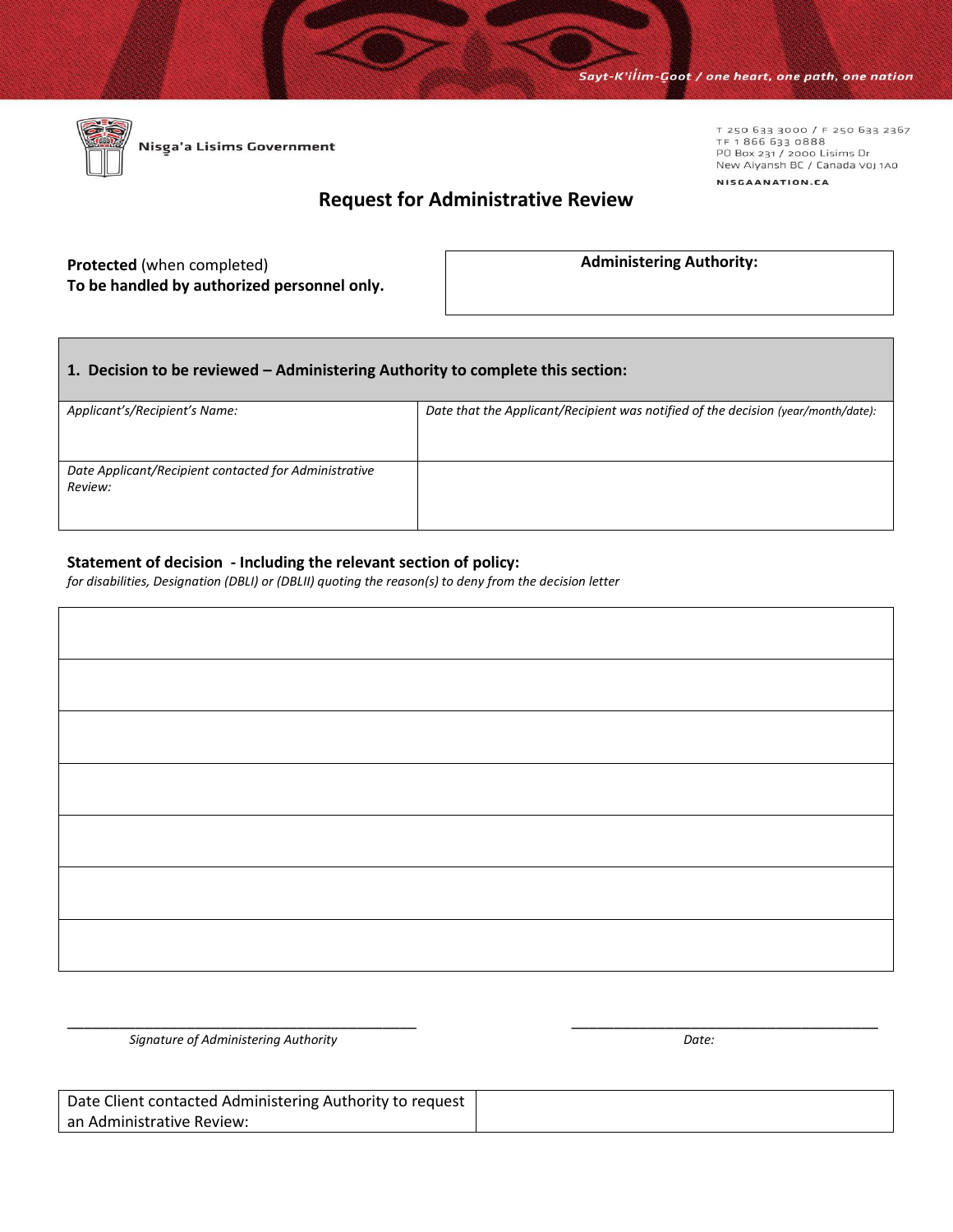Sayt-K'il̓im-G̱oot / one heart, one path, one nation

Nisg̱a'a Lisims Government

T 250 633 3000 / F 250 633 2367
TF 1 866 633 0888
PO Box 231 / 2000 Lisims Dr
New Aiyansh BC / Canada V0J 1A0
NISGAANATION.CA

# Request for Administrative Review

**Protected** (when completed)
**To be handled by authorized personnel only.**

| **Administering Authority:** |
|---|
| |

| **1. Decision to be reviewed – Administering Authority to complete this section:** | |
|---|---|
| *Applicant's/Recipient's Name:* | *Date that the Applicant/Recipient was notified of the decision (year/month/date):* |
| *Date Applicant/Recipient contacted for Administrative Review:* | |

**Statement of decision - Including the relevant section of policy:**
*for disabilities, Designation (DBLI) or (DBLII) quoting the reason(s) to deny from the decision letter*

| |
|---|
| |
| |
| |
| |
| |
| |
| |

\_\_\_\_\_\_\_\_\_\_\_\_\_\_\_\_\_\_\_\_\_\_\_\_\_\_\_\_\_\_\_\_\_\_\_\_\_\_\_\_
*Signature of Administering Authority*

\_\_\_\_\_\_\_\_\_\_\_\_\_\_\_\_\_\_\_\_\_\_\_\_\_\_\_\_\_\_\_\_\_\_\_\_\_\_\_\_
*Date:*

| Date Client contacted Administering Authority to request an Administrative Review: | |
|---|---|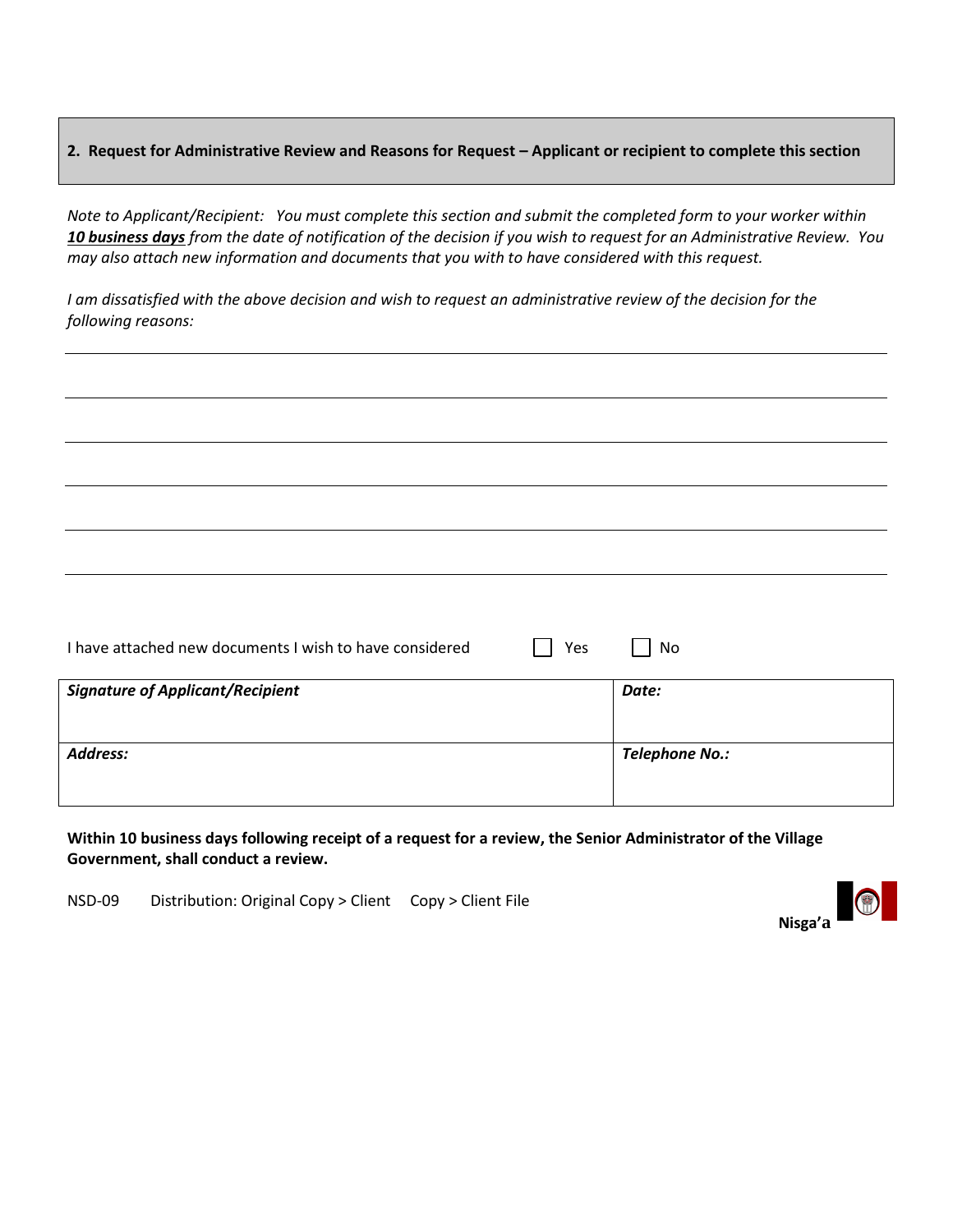## 2. Request for Administrative Review and Reasons for Request – Applicant or recipient to complete this section

*Note to Applicant/Recipient: You must complete this section and submit the completed form to your worker within* ***<u>10 business days</u>*** *from the date of notification of the decision if you wish to request for an Administrative Review. You may also attach new information and documents that you with to have considered with this request.*

*I am dissatisfied with the above decision and wish to request an administrative review of the decision for the following reasons:*

\_\_\_\_\_\_\_\_\_\_\_\_\_\_\_\_\_\_\_\_\_\_\_\_\_\_\_\_\_\_\_\_\_\_\_\_\_\_\_\_\_\_\_\_\_\_\_\_\_\_\_\_\_\_\_\_\_\_\_\_\_\_\_\_\_\_\_\_\_\_\_\_\_\_\_\_\_\_

\_\_\_\_\_\_\_\_\_\_\_\_\_\_\_\_\_\_\_\_\_\_\_\_\_\_\_\_\_\_\_\_\_\_\_\_\_\_\_\_\_\_\_\_\_\_\_\_\_\_\_\_\_\_\_\_\_\_\_\_\_\_\_\_\_\_\_\_\_\_\_\_\_\_\_\_\_\_

\_\_\_\_\_\_\_\_\_\_\_\_\_\_\_\_\_\_\_\_\_\_\_\_\_\_\_\_\_\_\_\_\_\_\_\_\_\_\_\_\_\_\_\_\_\_\_\_\_\_\_\_\_\_\_\_\_\_\_\_\_\_\_\_\_\_\_\_\_\_\_\_\_\_\_\_\_\_

\_\_\_\_\_\_\_\_\_\_\_\_\_\_\_\_\_\_\_\_\_\_\_\_\_\_\_\_\_\_\_\_\_\_\_\_\_\_\_\_\_\_\_\_\_\_\_\_\_\_\_\_\_\_\_\_\_\_\_\_\_\_\_\_\_\_\_\_\_\_\_\_\_\_\_\_\_\_

\_\_\_\_\_\_\_\_\_\_\_\_\_\_\_\_\_\_\_\_\_\_\_\_\_\_\_\_\_\_\_\_\_\_\_\_\_\_\_\_\_\_\_\_\_\_\_\_\_\_\_\_\_\_\_\_\_\_\_\_\_\_\_\_\_\_\_\_\_\_\_\_\_\_\_\_\_\_

\_\_\_\_\_\_\_\_\_\_\_\_\_\_\_\_\_\_\_\_\_\_\_\_\_\_\_\_\_\_\_\_\_\_\_\_\_\_\_\_\_\_\_\_\_\_\_\_\_\_\_\_\_\_\_\_\_\_\_\_\_\_\_\_\_\_\_\_\_\_\_\_\_\_\_\_\_\_

I have attached new documents I wish to have considered ☐ Yes ☐ No

| | |
|---|---|
| ***Signature of Applicant/Recipient*** | ***Date:*** |
| ***Address:*** | ***Telephone No.:*** |

**Within 10 business days following receipt of a request for a review, the Senior Administrator of the Village Government, shall conduct a review.**

NSD-09 Distribution: Original Copy > Client Copy > Client File

**Nisga'a**